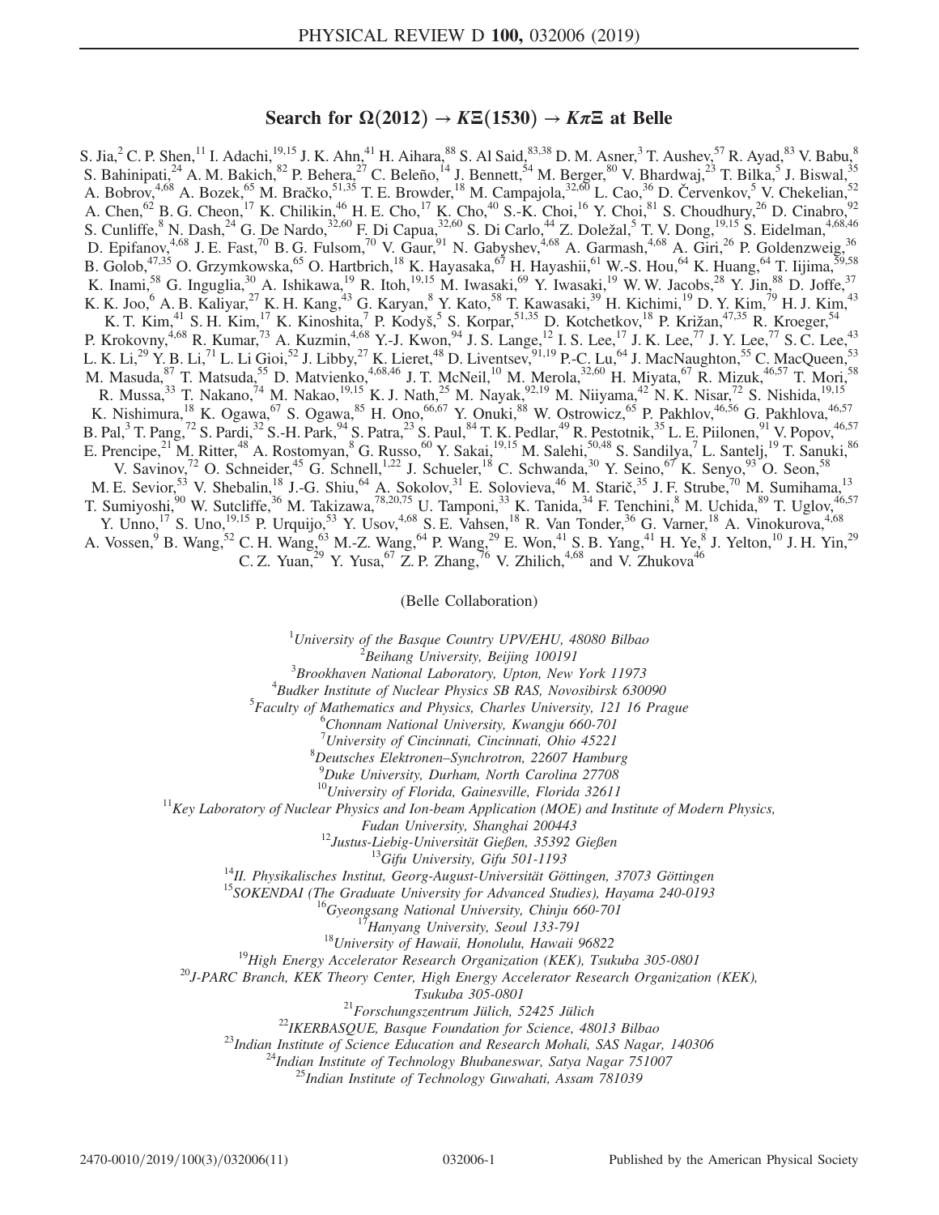# Search for $\Omega(2012) \to K\Xi(1530) \to K\pi\Xi$ at Belle

S. Jia,[2] C. P. Shen,[11] I. Adachi,[19,15] J. K. Ahn,[41] H. Aihara,[88] S. Al Said,[83,38] D. M. Asner,[3] T. Aushev,[57] R. Ayad,[83] V. Babu,[8] S. Bahinipati,[24] A. M. Bakich,[82] P. Behera,[27] C. Beleño,[14] J. Bennett,[54] M. Berger,[80] V. Bhardwaj,[23] T. Bilka,[5] J. Biswal,[35] A. Bobrov,[4,68] A. Bozek,[65] M. Bračko,[51,35] T. E. Browder,[18] M. Campajola,[32,60] L. Cao,[36] D. Červenkov,[5] V. Chekelian,[52] A. Chen,[62] B. G. Cheon,[17] K. Chilikin,[46] H. E. Cho,[17] K. Cho,[40] S.-K. Choi,[16] Y. Choi,[81] S. Choudhury,[26] D. Cinabro,[92] S. Cunliffe,[8] N. Dash,[24] G. De Nardo,[32,60] F. Di Capua,[32,60] S. Di Carlo,[44] Z. Doležal,[5] T. V. Dong,[19,15] S. Eidelman,[4,68,46] D. Epifanov,[4,68] J. E. Fast,[70] B. G. Fulsom,[70] V. Gaur,[91] N. Gabyshev,[4,68] A. Garmash,[4,68] A. Giri,[26] P. Goldenzweig,[36] B. Golob,[47,35] O. Grzymkowska,[65] O. Hartbrich,[18] K. Hayasaka,[67] H. Hayashii,[61] W.-S. Hou,[64] K. Huang,[64] T. Iijima,[59,58] K. Inami,[58] G. Inguglia,[30] A. Ishikawa,[19] R. Itoh,[19,15] M. Iwasaki,[69] Y. Iwasaki,[19] W. W. Jacobs,[28] Y. Jin,[88] D. Joffe,[37] K. K. Joo,[6] A. B. Kaliyar,[27] K. H. Kang,[43] G. Karyan,[8] Y. Kato,[58] T. Kawasaki,[39] H. Kichimi,[19] D. Y. Kim,[79] H. J. Kim,[43] K. T. Kim,[41] S. H. Kim,[17] K. Kinoshita,[7] P. Kodyš,[5] S. Korpar,[51,35] D. Kotchetkov,[18] P. Križan,[47,35] R. Kroeger,[54] P. Krokovny,[4,68] R. Kumar,[73] A. Kuzmin,[4,68] Y.-J. Kwon,[94] J. S. Lange,[12] I. S. Lee,[17] J. K. Lee,[77] J. Y. Lee,[77] S. C. Lee,[43] L. K. Li,[29] Y. B. Li,[71] L. Li Gioi,[52] J. Libby,[27] K. Lieret,[48] D. Liventsev,[91,19] P.-C. Lu,[64] J. MacNaughton,[55] C. MacQueen,[53] M. Masuda,[87] T. Matsuda,[55] D. Matvienko,[4,68,46] J. T. McNeil,[10] M. Merola,[32,60] H. Miyata,[67] R. Mizuk,[46,57] T. Mori,[58] R. Mussa,[33] T. Nakano,[74] M. Nakao,[19,15] K. J. Nath,[25] M. Nayak,[92,19] M. Niiyama,[42] N. K. Nisar,[72] S. Nishida,[19,15] K. Nishimura,[18] K. Ogawa,[67] S. Ogawa,[85] H. Ono,[66,67] Y. Onuki,[88] W. Ostrowicz,[65] P. Pakhlov,[46,56] G. Pakhlova,[46,57] B. Pal,[3] T. Pang,[72] S. Pardi,[32] S.-H. Park,[94] S. Patra,[23] S. Paul,[84] T. K. Pedlar,[49] R. Pestotnik,[35] L. E. Piilonen,[91] V. Popov,[46,57] E. Prencipe,[21] M. Ritter,[48] A. Rostomyan,[8] G. Russo,[60] Y. Sakai,[19,15] M. Salehi,[50,48] S. Sandilya,[7] L. Santelj,[19] T. Sanuki,[86] V. Savinov,[72] O. Schneider,[45] G. Schnell,[1,22] J. Schueler,[18] C. Schwanda,[30] Y. Seino,[67] K. Senyo,[93] O. Seon,[58] M. E. Sevior,[53] V. Shebalin,[18] J.-G. Shiu,[64] A. Sokolov,[31] E. Solovieva,[46] M. Starič,[35] J. F. Strube,[70] M. Sumihama,[13] T. Sumiyoshi,[90] W. Sutcliffe,[36] M. Takizawa,[78,20,75] U. Tamponi,[33] K. Tanida,[34] F. Tenchini,[8] M. Uchida,[89] T. Uglov,[46,57] Y. Unno,[17] S. Uno,[19,15] P. Urquijo,[53] Y. Usov,[4,68] S. E. Vahsen,[18] R. Van Tonder,[36] G. Varner,[18] A. Vinokurova,[4,68] A. Vossen,[9] B. Wang,[52] C. H. Wang,[63] M.-Z. Wang,[64] P. Wang,[29] E. Won,[41] S. B. Yang,[41] H. Ye,[8] J. Yelton,[10] J. H. Yin,[29] C. Z. Yuan,[29] Y. Yusa,[67] Z. P. Zhang,[76] V. Zhilich,[4,68] and V. Zhukova[46]

(Belle Collaboration)

[1]*University of the Basque Country UPV/EHU, 48080 Bilbao*
[2]*Beihang University, Beijing 100191*
[3]*Brookhaven National Laboratory, Upton, New York 11973*
[4]*Budker Institute of Nuclear Physics SB RAS, Novosibirsk 630090*
[5]*Faculty of Mathematics and Physics, Charles University, 121 16 Prague*
[6]*Chonnam National University, Kwangju 660-701*
[7]*University of Cincinnati, Cincinnati, Ohio 45221*
[8]*Deutsches Elektronen–Synchrotron, 22607 Hamburg*
[9]*Duke University, Durham, North Carolina 27708*
[10]*University of Florida, Gainesville, Florida 32611*
[11]*Key Laboratory of Nuclear Physics and Ion-beam Application (MOE) and Institute of Modern Physics, Fudan University, Shanghai 200443*
[12]*Justus-Liebig-Universität Gießen, 35392 Gießen*
[13]*Gifu University, Gifu 501-1193*
[14]*II. Physikalisches Institut, Georg-August-Universität Göttingen, 37073 Göttingen*
[15]*SOKENDAI (The Graduate University for Advanced Studies), Hayama 240-0193*
[16]*Gyeongsang National University, Chinju 660-701*
[17]*Hanyang University, Seoul 133-791*
[18]*University of Hawaii, Honolulu, Hawaii 96822*
[19]*High Energy Accelerator Research Organization (KEK), Tsukuba 305-0801*
[20]*J-PARC Branch, KEK Theory Center, High Energy Accelerator Research Organization (KEK), Tsukuba 305-0801*
[21]*Forschungszentrum Jülich, 52425 Jülich*
[22]*IKERBASQUE, Basque Foundation for Science, 48013 Bilbao*
[23]*Indian Institute of Science Education and Research Mohali, SAS Nagar, 140306*
[24]*Indian Institute of Technology Bhubaneswar, Satya Nagar 751007*
[25]*Indian Institute of Technology Guwahati, Assam 781039*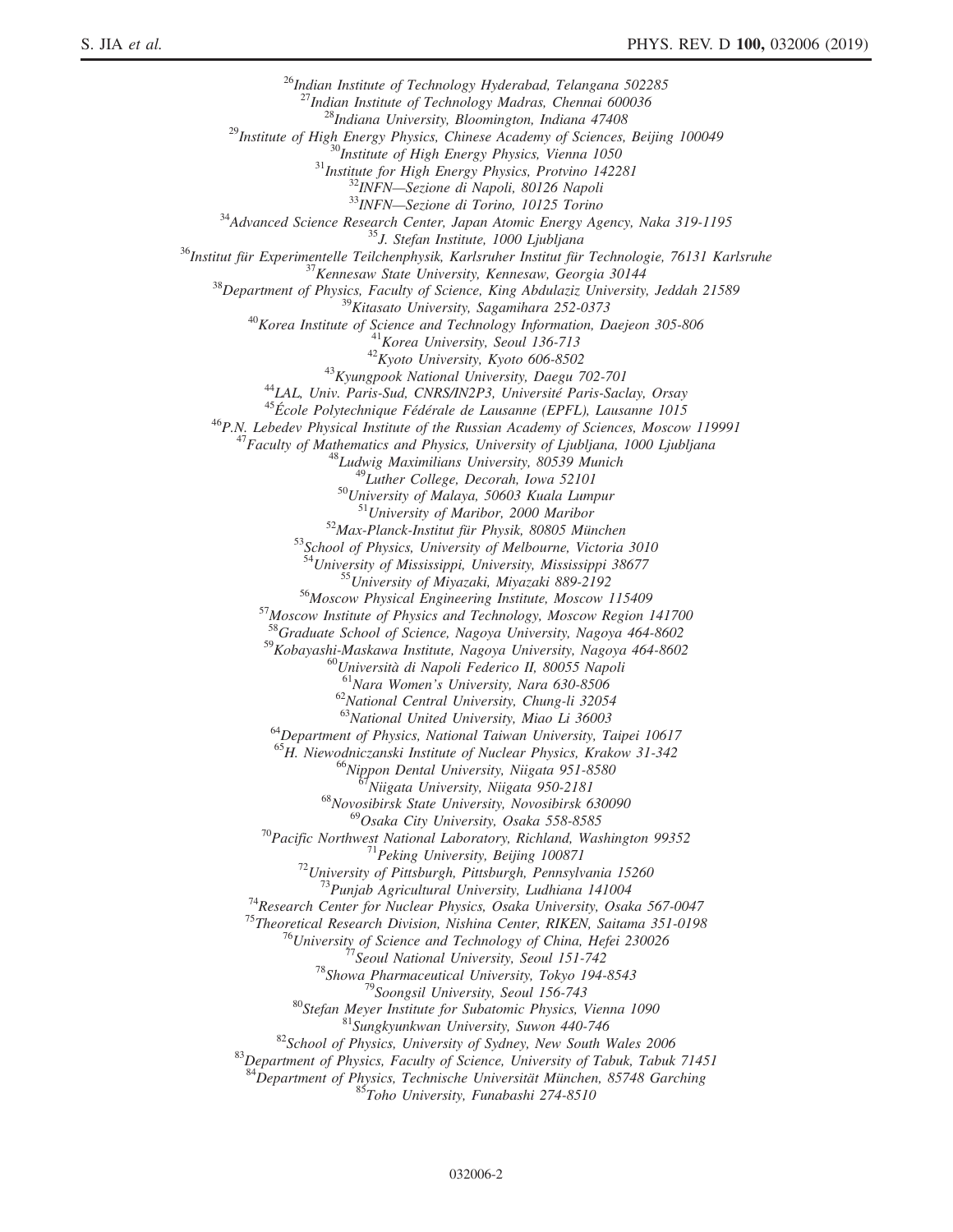[26]Indian Institute of Technology Hyderabad, Telangana 502285
[27]Indian Institute of Technology Madras, Chennai 600036
[28]Indiana University, Bloomington, Indiana 47408
[29]Institute of High Energy Physics, Chinese Academy of Sciences, Beijing 100049
[30]Institute of High Energy Physics, Vienna 1050
[31]Institute for High Energy Physics, Protvino 142281
[32]INFN—Sezione di Napoli, 80126 Napoli
[33]INFN—Sezione di Torino, 10125 Torino
[34]Advanced Science Research Center, Japan Atomic Energy Agency, Naka 319-1195
[35]J. Stefan Institute, 1000 Ljubljana
[36]Institut für Experimentelle Teilchenphysik, Karlsruher Institut für Technologie, 76131 Karlsruhe
[37]Kennesaw State University, Kennesaw, Georgia 30144
[38]Department of Physics, Faculty of Science, King Abdulaziz University, Jeddah 21589
[39]Kitasato University, Sagamihara 252-0373
[40]Korea Institute of Science and Technology Information, Daejeon 305-806
[41]Korea University, Seoul 136-713
[42]Kyoto University, Kyoto 606-8502
[43]Kyungpook National University, Daegu 702-701
[44]LAL, Univ. Paris-Sud, CNRS/IN2P3, Université Paris-Saclay, Orsay
[45]École Polytechnique Fédérale de Lausanne (EPFL), Lausanne 1015
[46]P.N. Lebedev Physical Institute of the Russian Academy of Sciences, Moscow 119991
[47]Faculty of Mathematics and Physics, University of Ljubljana, 1000 Ljubljana
[48]Ludwig Maximilians University, 80539 Munich
[49]Luther College, Decorah, Iowa 52101
[50]University of Malaya, 50603 Kuala Lumpur
[51]University of Maribor, 2000 Maribor
[52]Max-Planck-Institut für Physik, 80805 München
[53]School of Physics, University of Melbourne, Victoria 3010
[54]University of Mississippi, University, Mississippi 38677
[55]University of Miyazaki, Miyazaki 889-2192
[56]Moscow Physical Engineering Institute, Moscow 115409
[57]Moscow Institute of Physics and Technology, Moscow Region 141700
[58]Graduate School of Science, Nagoya University, Nagoya 464-8602
[59]Kobayashi-Maskawa Institute, Nagoya University, Nagoya 464-8602
[60]Università di Napoli Federico II, 80055 Napoli
[61]Nara Women's University, Nara 630-8506
[62]National Central University, Chung-li 32054
[63]National United University, Miao Li 36003
[64]Department of Physics, National Taiwan University, Taipei 10617
[65]H. Niewodniczanski Institute of Nuclear Physics, Krakow 31-342
[66]Nippon Dental University, Niigata 951-8580
[67]Niigata University, Niigata 950-2181
[68]Novosibirsk State University, Novosibirsk 630090
[69]Osaka City University, Osaka 558-8585
[70]Pacific Northwest National Laboratory, Richland, Washington 99352
[71]Peking University, Beijing 100871
[72]University of Pittsburgh, Pittsburgh, Pennsylvania 15260
[73]Punjab Agricultural University, Ludhiana 141004
[74]Research Center for Nuclear Physics, Osaka University, Osaka 567-0047
[75]Theoretical Research Division, Nishina Center, RIKEN, Saitama 351-0198
[76]University of Science and Technology of China, Hefei 230026
[77]Seoul National University, Seoul 151-742
[78]Showa Pharmaceutical University, Tokyo 194-8543
[79]Soongsil University, Seoul 156-743
[80]Stefan Meyer Institute for Subatomic Physics, Vienna 1090
[81]Sungkyunkwan University, Suwon 440-746
[82]School of Physics, University of Sydney, New South Wales 2006
[83]Department of Physics, Faculty of Science, University of Tabuk, Tabuk 71451
[84]Department of Physics, Technische Universität München, 85748 Garching
[85]Toho University, Funabashi 274-8510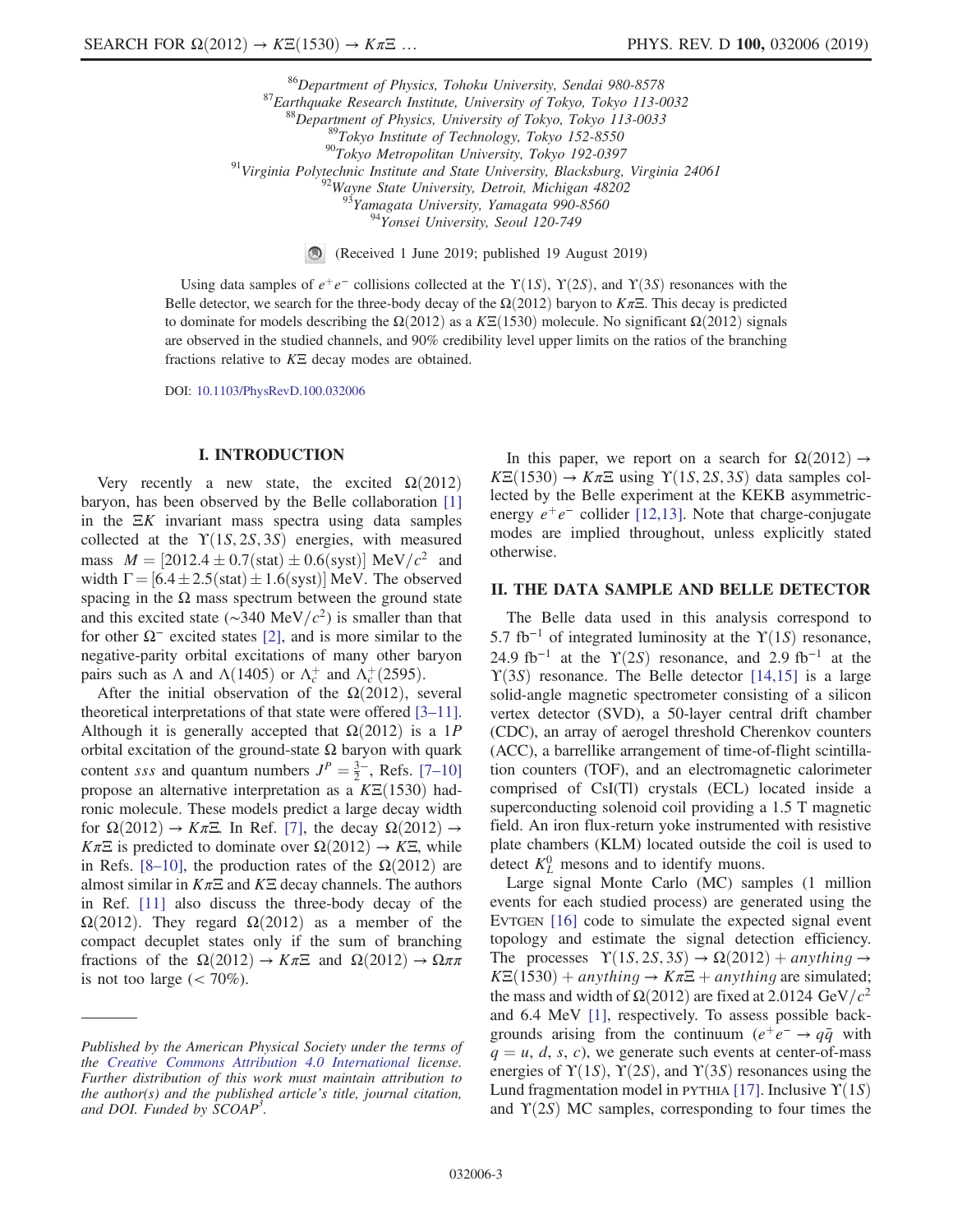[86]Department of Physics, Tohoku University, Sendai 980-8578
[87]Earthquake Research Institute, University of Tokyo, Tokyo 113-0032
[88]Department of Physics, University of Tokyo, Tokyo 113-0033
[89]Tokyo Institute of Technology, Tokyo 152-8550
[90]Tokyo Metropolitan University, Tokyo 192-0397
[91]Virginia Polytechnic Institute and State University, Blacksburg, Virginia 24061
[92]Wayne State University, Detroit, Michigan 48202
[93]Yamagata University, Yamagata 990-8560
[94]Yonsei University, Seoul 120-749

(Received 1 June 2019; published 19 August 2019)

Using data samples of $e^+e^-$ collisions collected at the $\Upsilon(1S)$, $\Upsilon(2S)$, and $\Upsilon(3S)$ resonances with the Belle detector, we search for the three-body decay of the $\Omega(2012)$ baryon to $K\pi\Xi$. This decay is predicted to dominate for models describing the $\Omega(2012)$ as a $K\Xi(1530)$ molecule. No significant $\Omega(2012)$ signals are observed in the studied channels, and 90% credibility level upper limits on the ratios of the branching fractions relative to $K\Xi$ decay modes are obtained.

DOI: 10.1103/PhysRevD.100.032006

## I. INTRODUCTION

Very recently a new state, the excited $\Omega(2012)$ baryon, has been observed by the Belle collaboration [1] in the $\Xi K$ invariant mass spectra using data samples collected at the $\Upsilon(1S, 2S, 3S)$ energies, with measured mass $M = [2012.4 \pm 0.7(\text{stat}) \pm 0.6(\text{syst})]\ \text{MeV}/c^2$ and width $\Gamma = [6.4 \pm 2.5(\text{stat}) \pm 1.6(\text{syst})]$ MeV. The observed spacing in the $\Omega$ mass spectrum between the ground state and this excited state ($\sim$340 MeV/$c^2$) is smaller than that for other $\Omega^-$ excited states [2], and is more similar to the negative-parity orbital excitations of many other baryon pairs such as $\Lambda$ and $\Lambda(1405)$ or $\Lambda_c^+$ and $\Lambda_c^+(2595)$.

After the initial observation of the $\Omega(2012)$, several theoretical interpretations of that state were offered [3–11]. Although it is generally accepted that $\Omega(2012)$ is a 1$P$ orbital excitation of the ground-state $\Omega$ baryon with quark content $sss$ and quantum numbers $J^P = \frac{3}{2}^-$, Refs. [7–10] propose an alternative interpretation as a $K\Xi(1530)$ hadronic molecule. These models predict a large decay width for $\Omega(2012) \to K\pi\Xi$. In Ref. [7], the decay $\Omega(2012) \to K\pi\Xi$ is predicted to dominate over $\Omega(2012) \to K\Xi$, while in Refs. [8–10], the production rates of the $\Omega(2012)$ are almost similar in $K\pi\Xi$ and $K\Xi$ decay channels. The authors in Ref. [11] also discuss the three-body decay of the $\Omega(2012)$. They regard $\Omega(2012)$ as a member of the compact decuplet states only if the sum of branching fractions of the $\Omega(2012) \to K\pi\Xi$ and $\Omega(2012) \to \Omega\pi\pi$ is not too large (< 70%).

*Published by the American Physical Society under the terms of the Creative Commons Attribution 4.0 International license. Further distribution of this work must maintain attribution to the author(s) and the published article's title, journal citation, and DOI. Funded by SCOAP[3].*

In this paper, we report on a search for $\Omega(2012) \to K\Xi(1530) \to K\pi\Xi$ using $\Upsilon(1S, 2S, 3S)$ data samples collected by the Belle experiment at the KEKB asymmetric-energy $e^+e^-$ collider [12,13]. Note that charge-conjugate modes are implied throughout, unless explicitly stated otherwise.

## II. THE DATA SAMPLE AND BELLE DETECTOR

The Belle data used in this analysis correspond to 5.7 fb$^{-1}$ of integrated luminosity at the $\Upsilon(1S)$ resonance, 24.9 fb$^{-1}$ at the $\Upsilon(2S)$ resonance, and 2.9 fb$^{-1}$ at the $\Upsilon(3S)$ resonance. The Belle detector [14,15] is a large solid-angle magnetic spectrometer consisting of a silicon vertex detector (SVD), a 50-layer central drift chamber (CDC), an array of aerogel threshold Cherenkov counters (ACC), a barrellike arrangement of time-of-flight scintillation counters (TOF), and an electromagnetic calorimeter comprised of CsI(Tl) crystals (ECL) located inside a superconducting solenoid coil providing a 1.5 T magnetic field. An iron flux-return yoke instrumented with resistive plate chambers (KLM) located outside the coil is used to detect $K_L^0$ mesons and to identify muons.

Large signal Monte Carlo (MC) samples (1 million events for each studied process) are generated using the EVTGEN [16] code to simulate the expected signal event topology and estimate the signal detection efficiency. The processes $\Upsilon(1S, 2S, 3S) \to \Omega(2012) + anything \to K\Xi(1530) + anything \to K\pi\Xi + anything$ are simulated; the mass and width of $\Omega(2012)$ are fixed at 2.0124 GeV/$c^2$ and 6.4 MeV [1], respectively. To assess possible backgrounds arising from the continuum ($e^+e^- \to q\bar{q}$ with $q = u, d, s, c$), we generate such events at center-of-mass energies of $\Upsilon(1S)$, $\Upsilon(2S)$, and $\Upsilon(3S)$ resonances using the Lund fragmentation model in PYTHIA [17]. Inclusive $\Upsilon(1S)$ and $\Upsilon(2S)$ MC samples, corresponding to four times the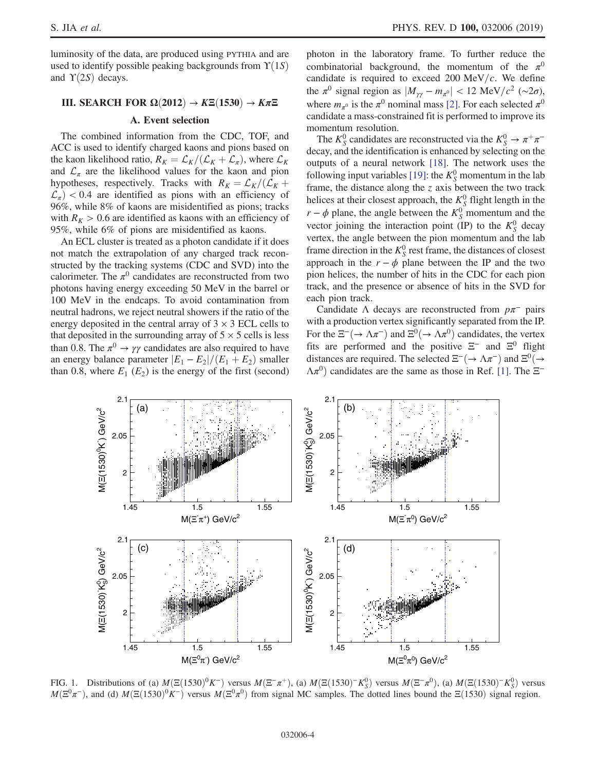luminosity of the data, are produced using PYTHIA and are used to identify possible peaking backgrounds from $\Upsilon(1S)$ and $\Upsilon(2S)$ decays.

## III. SEARCH FOR $\Omega(2012) \to K\Xi(1530) \to K\pi\Xi$

### A. Event selection

The combined information from the CDC, TOF, and ACC is used to identify charged kaons and pions based on the kaon likelihood ratio, $R_K = \mathcal{L}_K/(\mathcal{L}_K + \mathcal{L}_\pi)$, where $\mathcal{L}_K$ and $\mathcal{L}_\pi$ are the likelihood values for the kaon and pion hypotheses, respectively. Tracks with $R_K = \mathcal{L}_K/(\mathcal{L}_K + \mathcal{L}_\pi) < 0.4$ are identified as pions with an efficiency of 96%, while 8% of kaons are misidentified as pions; tracks with $R_K > 0.6$ are identified as kaons with an efficiency of 95%, while 6% of pions are misidentified as kaons.

An ECL cluster is treated as a photon candidate if it does not match the extrapolation of any charged track reconstructed by the tracking systems (CDC and SVD) into the calorimeter. The $\pi^0$ candidates are reconstructed from two photons having energy exceeding 50 MeV in the barrel or 100 MeV in the endcaps. To avoid contamination from neutral hadrons, we reject neutral showers if the ratio of the energy deposited in the central array of $3 \times 3$ ECL cells to that deposited in the surrounding array of $5 \times 5$ cells is less than 0.8. The $\pi^0 \to \gamma\gamma$ candidates are also required to have an energy balance parameter $|E_1 - E_2|/(E_1 + E_2)$ smaller than 0.8, where $E_1$ ($E_2$) is the energy of the first (second) photon in the laboratory frame. To further reduce the combinatorial background, the momentum of the $\pi^0$ candidate is required to exceed 200 MeV/$c$. We define the $\pi^0$ signal region as $|M_{\gamma\gamma} - m_{\pi^0}| < 12$ MeV/$c^2$ ($\sim 2\sigma$), where $m_{\pi^0}$ is the $\pi^0$ nominal mass [2]. For each selected $\pi^0$ candidate a mass-constrained fit is performed to improve its momentum resolution.

The $K_S^0$ candidates are reconstructed via the $K_S^0 \to \pi^+\pi^-$ decay, and the identification is enhanced by selecting on the outputs of a neural network [18]. The network uses the following input variables [19]: the $K_S^0$ momentum in the lab frame, the distance along the $z$ axis between the two track helices at their closest approach, the $K_S^0$ flight length in the $r-\phi$ plane, the angle between the $K_S^0$ momentum and the vector joining the interaction point (IP) to the $K_S^0$ decay vertex, the angle between the pion momentum and the lab frame direction in the $K_S^0$ rest frame, the distances of closest approach in the $r-\phi$ plane between the IP and the two pion helices, the number of hits in the CDC for each pion track, and the presence or absence of hits in the SVD for each pion track.

Candidate $\Lambda$ decays are reconstructed from $p\pi^-$ pairs with a production vertex significantly separated from the IP. For the $\Xi^-(\to \Lambda\pi^-)$ and $\Xi^0(\to \Lambda\pi^0)$ candidates, the vertex fits are performed and the positive $\Xi^-$ and $\Xi^0$ flight distances are required. The selected $\Xi^-(\to \Lambda\pi^-)$ and $\Xi^0(\to \Lambda\pi^0)$ candidates are the same as those in Ref. [1]. The $\Xi^-$

FIG. 1. Distributions of (a) $M(\Xi(1530)^0K^-)$ versus $M(\Xi^-\pi^+)$, (a) $M(\Xi(1530)^-K_S^0)$ versus $M(\Xi^-\pi^0)$, (a) $M(\Xi(1530)^-K_S^0)$ versus $M(\Xi^0\pi^-)$, and (d) $M(\Xi(1530)^0K^-)$ versus $M(\Xi^0\pi^0)$ from signal MC samples. The dotted lines bound the $\Xi(1530)$ signal region.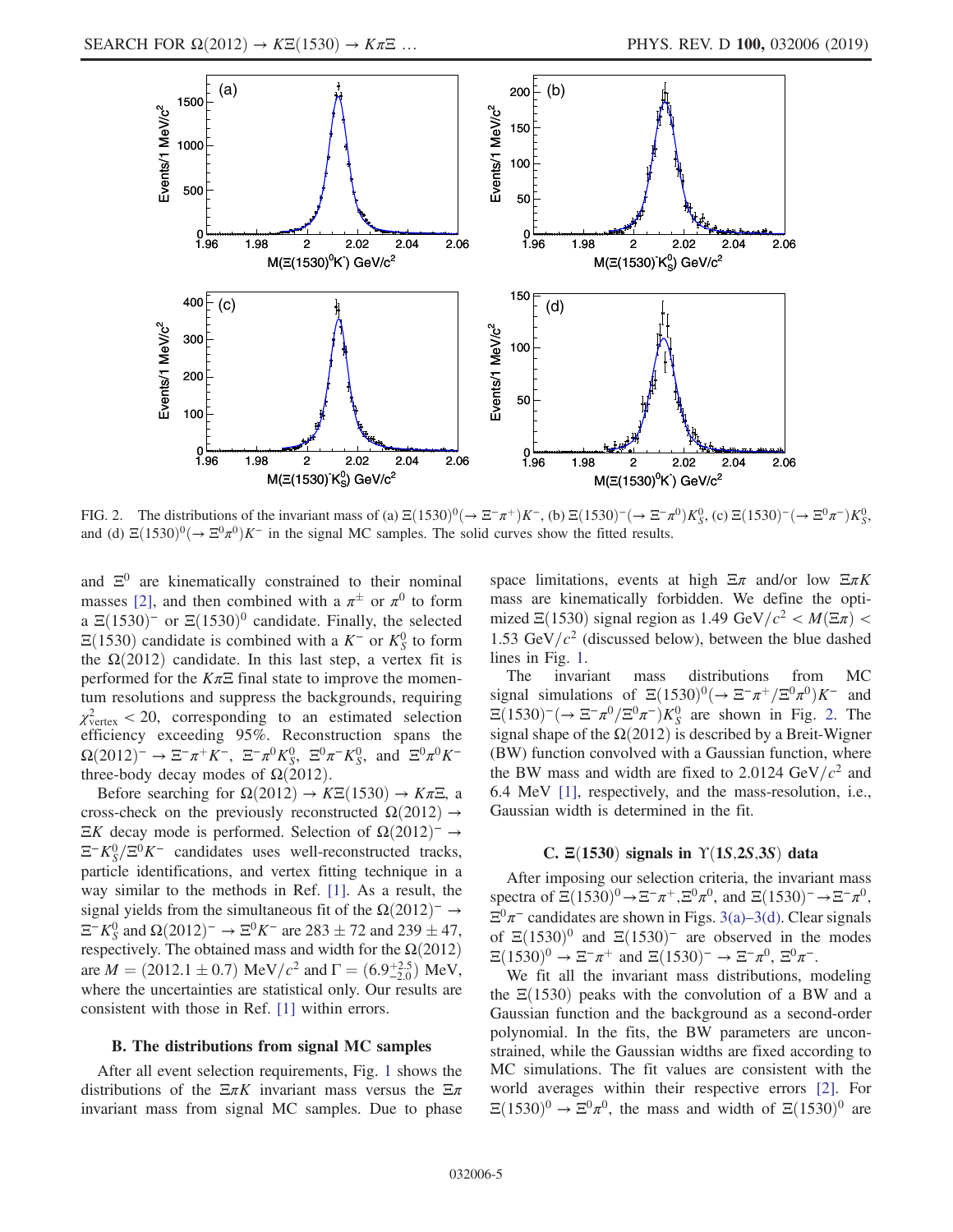FIG. 2. The distributions of the invariant mass of (a) $\Xi(1530)^0(\to \Xi^-\pi^+)K^-$, (b) $\Xi(1530)^-(\to \Xi^-\pi^0)K_S^0$, (c) $\Xi(1530)^-(\to \Xi^0\pi^-)K_S^0$, and (d) $\Xi(1530)^0(\to \Xi^0\pi^0)K^-$ in the signal MC samples. The solid curves show the fitted results.

and $\Xi^0$ are kinematically constrained to their nominal masses [2], and then combined with a $\pi^\pm$ or $\pi^0$ to form a $\Xi(1530)^-$ or $\Xi(1530)^0$ candidate. Finally, the selected $\Xi(1530)$ candidate is combined with a $K^-$ or $K_S^0$ to form the $\Omega(2012)$ candidate. In this last step, a vertex fit is performed for the $K\pi\Xi$ final state to improve the momentum resolutions and suppress the backgrounds, requiring $\chi^2_{\rm vertex} < 20$, corresponding to an estimated selection efficiency exceeding 95%. Reconstruction spans the $\Omega(2012)^- \to \Xi^-\pi^+K^-$, $\Xi^-\pi^0K_S^0$, $\Xi^0\pi^-K_S^0$, and $\Xi^0\pi^0K^-$ three-body decay modes of $\Omega(2012)$.

Before searching for $\Omega(2012) \to K\Xi(1530) \to K\pi\Xi$, a cross-check on the previously reconstructed $\Omega(2012) \to \Xi K$ decay mode is performed. Selection of $\Omega(2012)^- \to \Xi^-K_S^0/\Xi^0K^-$ candidates uses well-reconstructed tracks, particle identifications, and vertex fitting technique in a way similar to the methods in Ref. [1]. As a result, the signal yields from the simultaneous fit of the $\Omega(2012)^- \to \Xi^-K_S^0$ and $\Omega(2012)^- \to \Xi^0K^-$ are $283 \pm 72$ and $239 \pm 47$, respectively. The obtained mass and width for the $\Omega(2012)$ are $M = (2012.1 \pm 0.7)$ MeV/$c^2$ and $\Gamma = (6.9^{+2.5}_{-2.0})$ MeV, where the uncertainties are statistical only. Our results are consistent with those in Ref. [1] within errors.

### B. The distributions from signal MC samples

After all event selection requirements, Fig. 1 shows the distributions of the $\Xi\pi K$ invariant mass versus the $\Xi\pi$ invariant mass from signal MC samples. Due to phase space limitations, events at high $\Xi\pi$ and/or low $\Xi\pi K$ mass are kinematically forbidden. We define the optimized $\Xi(1530)$ signal region as 1.49 GeV/$c^2 < M(\Xi\pi) <$ 1.53 GeV/$c^2$ (discussed below), between the blue dashed lines in Fig. 1.

The invariant mass distributions from MC signal simulations of $\Xi(1530)^0(\to \Xi^-\pi^+/\Xi^0\pi^0)K^-$ and $\Xi(1530)^-(\to \Xi^-\pi^0/\Xi^0\pi^-)K_S^0$ are shown in Fig. 2. The signal shape of the $\Omega(2012)$ is described by a Breit-Wigner (BW) function convolved with a Gaussian function, where the BW mass and width are fixed to 2.0124 GeV/$c^2$ and 6.4 MeV [1], respectively, and the mass-resolution, i.e., Gaussian width is determined in the fit.

### C. $\Xi(1530)$ signals in $\Upsilon(1S,2S,3S)$ data

After imposing our selection criteria, the invariant mass spectra of $\Xi(1530)^0 \to \Xi^-\pi^+, \Xi^0\pi^0$, and $\Xi(1530)^- \to \Xi^-\pi^0$, $\Xi^0\pi^-$ candidates are shown in Figs. 3(a)–3(d). Clear signals of $\Xi(1530)^0$ and $\Xi(1530)^-$ are observed in the modes $\Xi(1530)^0 \to \Xi^-\pi^+$ and $\Xi(1530)^- \to \Xi^-\pi^0$, $\Xi^0\pi^-$.

We fit all the invariant mass distributions, modeling the $\Xi(1530)$ peaks with the convolution of a BW and a Gaussian function and the background as a second-order polynomial. In the fits, the BW parameters are unconstrained, while the Gaussian widths are fixed according to MC simulations. The fit values are consistent with the world averages within their respective errors [2]. For $\Xi(1530)^0 \to \Xi^0\pi^0$, the mass and width of $\Xi(1530)^0$ are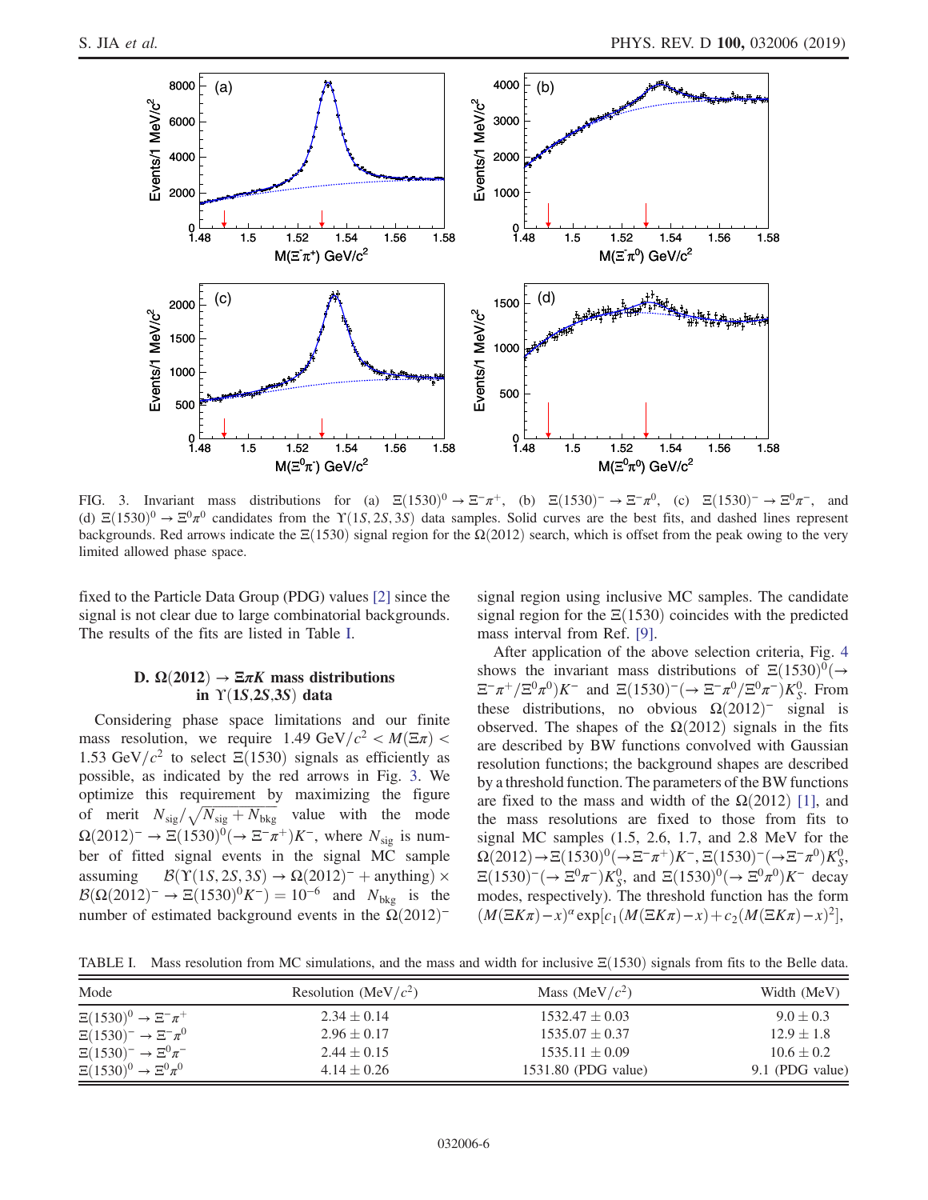FIG. 3. Invariant mass distributions for (a) $\Xi(1530)^0 \to \Xi^-\pi^+$, (b) $\Xi(1530)^- \to \Xi^-\pi^0$, (c) $\Xi(1530)^- \to \Xi^0\pi^-$, and (d) $\Xi(1530)^0 \to \Xi^0\pi^0$ candidates from the $\Upsilon(1S, 2S, 3S)$ data samples. Solid curves are the best fits, and dashed lines represent backgrounds. Red arrows indicate the $\Xi(1530)$ signal region for the $\Omega(2012)$ search, which is offset from the peak owing to the very limited allowed phase space.

fixed to the Particle Data Group (PDG) values [2] since the signal is not clear due to large combinatorial backgrounds. The results of the fits are listed in Table I.

### D. $\Omega(2012) \to \Xi\pi K$ mass distributions in $\Upsilon(1S,2S,3S)$ data

Considering phase space limitations and our finite mass resolution, we require $1.49\ \mathrm{GeV}/c^2 < M(\Xi\pi) < 1.53\ \mathrm{GeV}/c^2$ to select $\Xi(1530)$ signals as efficiently as possible, as indicated by the red arrows in Fig. 3. We optimize this requirement by maximizing the figure of merit $N_{\mathrm{sig}}/\sqrt{N_{\mathrm{sig}} + N_{\mathrm{bkg}}}$ value with the mode $\Omega(2012)^- \to \Xi(1530)^0(\to \Xi^-\pi^+)K^-$, where $N_{\mathrm{sig}}$ is number of fitted signal events in the signal MC sample assuming $\mathcal{B}(\Upsilon(1S, 2S, 3S) \to \Omega(2012)^- + \text{anything}) \times \mathcal{B}(\Omega(2012)^- \to \Xi(1530)^0 K^-) = 10^{-6}$ and $N_{\mathrm{bkg}}$ is the number of estimated background events in the $\Omega(2012)^-$ signal region using inclusive MC samples. The candidate signal region for the $\Xi(1530)$ coincides with the predicted mass interval from Ref. [9].

After application of the above selection criteria, Fig. 4 shows the invariant mass distributions of $\Xi(1530)^0(\to \Xi^-\pi^+/\Xi^0\pi^0)K^-$ and $\Xi(1530)^-(\to \Xi^-\pi^0/\Xi^0\pi^-)K_S^0$. From these distributions, no obvious $\Omega(2012)^-$ signal is observed. The shapes of the $\Omega(2012)$ signals in the fits are described by BW functions convolved with Gaussian resolution functions; the background shapes are described by a threshold function. The parameters of the BW functions are fixed to the mass and width of the $\Omega(2012)$ [1], and the mass resolutions are fixed to those from fits to signal MC samples (1.5, 2.6, 1.7, and 2.8 MeV for the $\Omega(2012) \to \Xi(1530)^0(\to \Xi^-\pi^+)K^-$, $\Xi(1530)^-(\to \Xi^-\pi^0)K_S^0$, $\Xi(1530)^-(\to \Xi^0\pi^-)K_S^0$, and $\Xi(1530)^0(\to \Xi^0\pi^0)K^-$ decay modes, respectively). The threshold function has the form $(M(\Xi K\pi) - x)^{\alpha} \exp[c_1(M(\Xi K\pi) - x) + c_2(M(\Xi K\pi) - x)^2]$,

TABLE I. Mass resolution from MC simulations, and the mass and width for inclusive $\Xi(1530)$ signals from fits to the Belle data.

| Mode | Resolution (MeV/$c^2$) | Mass (MeV/$c^2$) | Width (MeV) |
|---|---|---|---|
| $\Xi(1530)^0 \to \Xi^-\pi^+$ | $2.34 \pm 0.14$ | $1532.47 \pm 0.03$ | $9.0 \pm 0.3$ |
| $\Xi(1530)^- \to \Xi^-\pi^0$ | $2.96 \pm 0.17$ | $1535.07 \pm 0.37$ | $12.9 \pm 1.8$ |
| $\Xi(1530)^- \to \Xi^0\pi^-$ | $2.44 \pm 0.15$ | $1535.11 \pm 0.09$ | $10.6 \pm 0.2$ |
| $\Xi(1530)^0 \to \Xi^0\pi^0$ | $4.14 \pm 0.26$ | 1531.80 (PDG value) | 9.1 (PDG value) |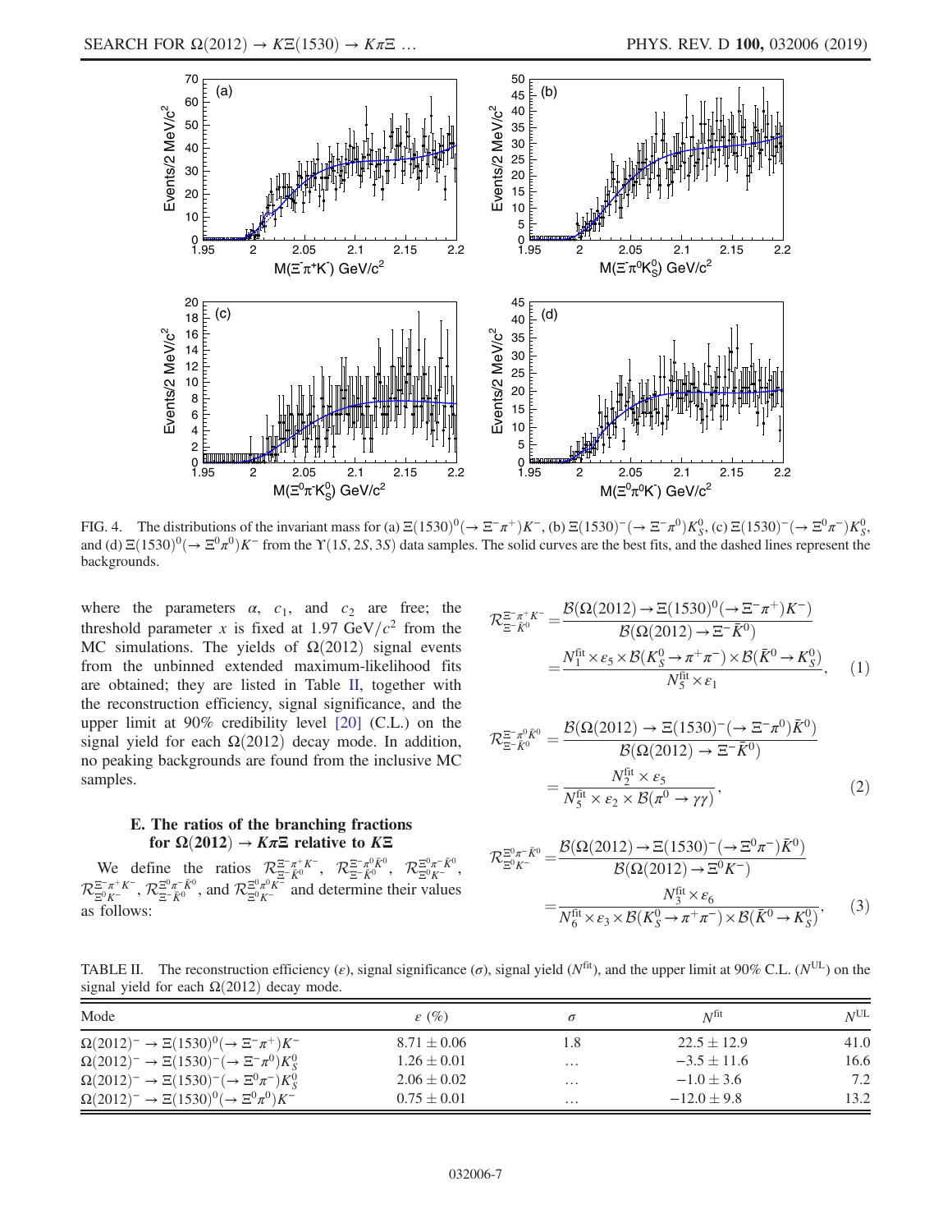FIG. 4. The distributions of the invariant mass for (a) $\Xi(1530)^0(\to \Xi^-\pi^+)K^-$, (b) $\Xi(1530)^-(\to \Xi^-\pi^0)K_S^0$, (c) $\Xi(1530)^-(\to \Xi^0\pi^-)K_S^0$, and (d) $\Xi(1530)^0(\to \Xi^0\pi^0)K^-$ from the $\Upsilon(1S, 2S, 3S)$ data samples. The solid curves are the best fits, and the dashed lines represent the backgrounds.

where the parameters $\alpha$, $c_1$, and $c_2$ are free; the threshold parameter $x$ is fixed at 1.97 GeV/$c^2$ from the MC simulations. The yields of $\Omega(2012)$ signal events from the unbinned extended maximum-likelihood fits are obtained; they are listed in Table II, together with the reconstruction efficiency, signal significance, and the upper limit at 90% credibility level [20] (C.L.) on the signal yield for each $\Omega(2012)$ decay mode. In addition, no peaking backgrounds are found from the inclusive MC samples.

### E. The ratios of the branching fractions for $\Omega(2012) \to K\pi\Xi$ relative to $K\Xi$

We define the ratios $\mathcal{R}^{\Xi^-\pi^+K^-}_{\Xi^-\bar{K}^0}$, $\mathcal{R}^{\Xi^-\pi^0\bar{K}^0}_{\Xi^-\bar{K}^0}$, $\mathcal{R}^{\Xi^0\pi^-\bar{K}^0}_{\Xi^0K^-}$, $\mathcal{R}^{\Xi^-\pi^+K^-}_{\Xi^0K^-}$, $\mathcal{R}^{\Xi^0\pi^-\bar{K}^0}_{\Xi^-\bar{K}^0}$, and $\mathcal{R}^{\Xi^0\pi^0K^-}_{\Xi^0K^-}$ and determine their values as follows:

$$\mathcal{R}^{\Xi^-\pi^+K^-}_{\Xi^-\bar{K}^0} = \frac{\mathcal{B}(\Omega(2012) \to \Xi(1530)^0(\to \Xi^-\pi^+)K^-)}{\mathcal{B}(\Omega(2012) \to \Xi^-\bar{K}^0)} = \frac{N_1^{\rm fit} \times \varepsilon_5 \times \mathcal{B}(K_S^0 \to \pi^+\pi^-) \times \mathcal{B}(\bar{K}^0 \to K_S^0)}{N_5^{\rm fit} \times \varepsilon_1}, \quad (1)$$

$$\mathcal{R}^{\Xi^-\pi^0\bar{K}^0}_{\Xi^-\bar{K}^0} = \frac{\mathcal{B}(\Omega(2012) \to \Xi(1530)^-(\to \Xi^-\pi^0)\bar{K}^0)}{\mathcal{B}(\Omega(2012) \to \Xi^-\bar{K}^0)} = \frac{N_2^{\rm fit} \times \varepsilon_5}{N_5^{\rm fit} \times \varepsilon_2 \times \mathcal{B}(\pi^0 \to \gamma\gamma)}, \quad (2)$$

$$\mathcal{R}^{\Xi^0\pi^-\bar{K}^0}_{\Xi^0K^-} = \frac{\mathcal{B}(\Omega(2012) \to \Xi(1530)^-(\to \Xi^0\pi^-)\bar{K}^0)}{\mathcal{B}(\Omega(2012) \to \Xi^0K^-)} = \frac{N_3^{\rm fit} \times \varepsilon_6}{N_6^{\rm fit} \times \varepsilon_3 \times \mathcal{B}(K_S^0 \to \pi^+\pi^-) \times \mathcal{B}(\bar{K}^0 \to K_S^0)}, \quad (3)$$

TABLE II. The reconstruction efficiency ($\varepsilon$), signal significance ($\sigma$), signal yield ($N^{\rm fit}$), and the upper limit at 90% C.L. ($N^{\rm UL}$) on the signal yield for each $\Omega(2012)$ decay mode.

| Mode | $\varepsilon$ (%) | $\sigma$ | $N^{\rm fit}$ | $N^{\rm UL}$ |
|---|---|---|---|---|
| $\Omega(2012)^- \to \Xi(1530)^0(\to \Xi^-\pi^+)K^-$ | $8.71 \pm 0.06$ | 1.8 | $22.5 \pm 12.9$ | 41.0 |
| $\Omega(2012)^- \to \Xi(1530)^-(\to \Xi^-\pi^0)K_S^0$ | $1.26 \pm 0.01$ | ... | $-3.5 \pm 11.6$ | 16.6 |
| $\Omega(2012)^- \to \Xi(1530)^-(\to \Xi^0\pi^-)K_S^0$ | $2.06 \pm 0.02$ | ... | $-1.0 \pm 3.6$ | 7.2 |
| $\Omega(2012)^- \to \Xi(1530)^0(\to \Xi^0\pi^0)K^-$ | $0.75 \pm 0.01$ | ... | $-12.0 \pm 9.8$ | 13.2 |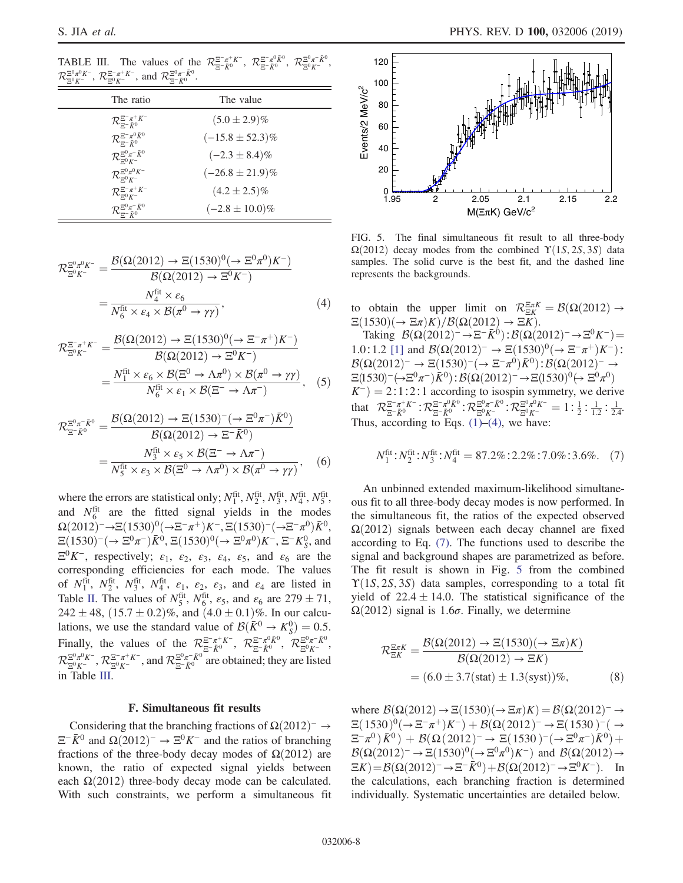TABLE III. The values of the $\mathcal{R}^{\Xi^-\pi^+K^-}_{\Xi^-\bar{K}^0}$, $\mathcal{R}^{\Xi^-\pi^0\bar{K}^0}_{\Xi^-\bar{K}^0}$, $\mathcal{R}^{\Xi^0\pi^-\bar{K}^0}_{\Xi^0K^-}$, $\mathcal{R}^{\Xi^0\pi^0K^-}_{\Xi^0K^-}$, $\mathcal{R}^{\Xi^-\pi^+K^-}_{\Xi^0K^-}$, and $\mathcal{R}^{\Xi^0\pi^-\bar{K}^0}_{\Xi^-\bar{K}^0}$.

| The ratio | The value |
|---|---|
| $\mathcal{R}^{\Xi^-\pi^+K^-}_{\Xi^-\bar{K}^0}$ | $(5.0 \pm 2.9)\%$ |
| $\mathcal{R}^{\Xi^-\pi^0\bar{K}^0}_{\Xi^-\bar{K}^0}$ | $(-15.8 \pm 52.3)\%$ |
| $\mathcal{R}^{\Xi^0\pi^-\bar{K}^0}_{\Xi^0K^-}$ | $(-2.3 \pm 8.4)\%$ |
| $\mathcal{R}^{\Xi^0\pi^0K^-}_{\Xi^0K^-}$ | $(-26.8 \pm 21.9)\%$ |
| $\mathcal{R}^{\Xi^-\pi^+K^-}_{\Xi^0K^-}$ | $(4.2 \pm 2.5)\%$ |
| $\mathcal{R}^{\Xi^0\pi^-\bar{K}^0}_{\Xi^-\bar{K}^0}$ | $(-2.8 \pm 10.0)\%$ |

$$\mathcal{R}^{\Xi^0\pi^0K^-}_{\Xi^0K^-} = \frac{\mathcal{B}(\Omega(2012) \to \Xi(1530)^0(\to \Xi^0\pi^0)K^-)}{\mathcal{B}(\Omega(2012) \to \Xi^0K^-)} = \frac{N_4^{\rm fit} \times \varepsilon_6}{N_6^{\rm fit} \times \varepsilon_4 \times \mathcal{B}(\pi^0 \to \gamma\gamma)}, \tag{4}$$

$$\mathcal{R}^{\Xi^-\pi^+K^-}_{\Xi^0K^-} = \frac{\mathcal{B}(\Omega(2012) \to \Xi(1530)^0(\to \Xi^-\pi^+)K^-)}{\mathcal{B}(\Omega(2012) \to \Xi^0K^-)} = \frac{N_1^{\rm fit} \times \varepsilon_6 \times \mathcal{B}(\Xi^0 \to \Lambda\pi^0) \times \mathcal{B}(\pi^0 \to \gamma\gamma)}{N_6^{\rm fit} \times \varepsilon_1 \times \mathcal{B}(\Xi^- \to \Lambda\pi^-)}, \tag{5}$$

$$\mathcal{R}^{\Xi^0\pi^-\bar{K}^0}_{\Xi^-\bar{K}^0} = \frac{\mathcal{B}(\Omega(2012) \to \Xi(1530)^-(\to \Xi^0\pi^-)\bar{K}^0)}{\mathcal{B}(\Omega(2012) \to \Xi^-\bar{K}^0)} = \frac{N_3^{\rm fit} \times \varepsilon_5 \times \mathcal{B}(\Xi^- \to \Lambda\pi^-)}{N_5^{\rm fit} \times \varepsilon_3 \times \mathcal{B}(\Xi^0 \to \Lambda\pi^0) \times \mathcal{B}(\pi^0 \to \gamma\gamma)}, \tag{6}$$

where the errors are statistical only; $N_1^{\rm fit}$, $N_2^{\rm fit}$, $N_3^{\rm fit}$, $N_4^{\rm fit}$, $N_5^{\rm fit}$, and $N_6^{\rm fit}$ are the fitted signal yields in the modes $\Omega(2012)^- \to \Xi(1530)^0(\to \Xi^-\pi^+)K^-$, $\Xi(1530)^-(\to \Xi^-\pi^0)\bar{K}^0$, $\Xi(1530)^-(\to \Xi^0\pi^-)\bar{K}^0$, $\Xi(1530)^0(\to \Xi^0\pi^0)K^-$, $\Xi^-K_S^0$, and $\Xi^0K^-$, respectively; $\varepsilon_1$, $\varepsilon_2$, $\varepsilon_3$, $\varepsilon_4$, $\varepsilon_5$, and $\varepsilon_6$ are the corresponding efficiencies for each mode. The values of $N_1^{\rm fit}$, $N_2^{\rm fit}$, $N_3^{\rm fit}$, $N_4^{\rm fit}$, $\varepsilon_1$, $\varepsilon_2$, $\varepsilon_3$, and $\varepsilon_4$ are listed in Table II. The values of $N_5^{\rm fit}$, $N_6^{\rm fit}$, $\varepsilon_5$, and $\varepsilon_6$ are $279 \pm 71$, $242 \pm 48$, $(15.7 \pm 0.2)\%$, and $(4.0 \pm 0.1)\%$. In our calculations, we use the standard value of $\mathcal{B}(\bar{K}^0 \to K_S^0) = 0.5$. Finally, the values of the $\mathcal{R}^{\Xi^-\pi^+K^-}_{\Xi^-\bar{K}^0}$, $\mathcal{R}^{\Xi^-\pi^0\bar{K}^0}_{\Xi^-\bar{K}^0}$, $\mathcal{R}^{\Xi^0\pi^-\bar{K}^0}_{\Xi^0K^-}$, $\mathcal{R}^{\Xi^0\pi^0K^-}_{\Xi^0K^-}$, $\mathcal{R}^{\Xi^-\pi^+K^-}_{\Xi^0K^-}$, and $\mathcal{R}^{\Xi^0\pi^-\bar{K}^0}_{\Xi^-\bar{K}^0}$ are obtained; they are listed in Table III.

### F. Simultaneous fit results

Considering that the branching fractions of $\Omega(2012)^- \to \Xi^-\bar{K}^0$ and $\Omega(2012)^- \to \Xi^0K^-$ and the ratios of branching fractions of the three-body decay modes of $\Omega(2012)$ are known, the ratio of expected signal yields between each $\Omega(2012)$ three-body decay mode can be calculated. With such constraints, we perform a simultaneous fit

FIG. 5. The final simultaneous fit result to all three-body $\Omega(2012)$ decay modes from the combined $\Upsilon(1S, 2S, 3S)$ data samples. The solid curve is the best fit, and the dashed line represents the backgrounds.

to obtain the upper limit on $\mathcal{R}^{\Xi\pi K}_{\Xi K} = \mathcal{B}(\Omega(2012) \to \Xi(1530)(\to \Xi\pi)K)/\mathcal{B}(\Omega(2012) \to \Xi K)$.

Taking $\mathcal{B}(\Omega(2012)^- \to \Xi^-\bar{K}^0) : \mathcal{B}(\Omega(2012)^- \to \Xi^0K^-) = 1.0 : 1.2$ [1] and $\mathcal{B}(\Omega(2012)^- \to \Xi(1530)^0(\to \Xi^-\pi^+)K^-) : \mathcal{B}(\Omega(2012)^- \to \Xi(1530)^-(\to \Xi^-\pi^0)\bar{K}^0) : \mathcal{B}(\Omega(2012)^- \to \Xi(1530)^-(\to \Xi^0\pi^-)\bar{K}^0) : \mathcal{B}(\Omega(2012)^- \to \Xi(1530)^0(\to \Xi^0\pi^0)K^-) = 2:1:2:1$ according to isospin symmetry, we derive that $\mathcal{R}^{\Xi^-\pi^+K^-}_{\Xi^-\bar{K}^0} : \mathcal{R}^{\Xi^-\pi^0\bar{K}^0}_{\Xi^-\bar{K}^0} : \mathcal{R}^{\Xi^0\pi^-\bar{K}^0}_{\Xi^0K^-} : \mathcal{R}^{\Xi^0\pi^0K^-}_{\Xi^0K^-} = 1 : \frac{1}{2} : \frac{1}{1.2} : \frac{1}{2.4}$. Thus, according to Eqs. (1)–(4), we have:

$$N_1^{\rm fit} : N_2^{\rm fit} : N_3^{\rm fit} : N_4^{\rm fit} = 87.2\% : 2.2\% : 7.0\% : 3.6\%. \tag{7}$$

An unbinned extended maximum-likelihood simultaneous fit to all three-body decay modes is now performed. In the simultaneous fit, the ratios of the expected observed $\Omega(2012)$ signals between each decay channel are fixed according to Eq. (7). The functions used to describe the signal and background shapes are parametrized as before. The fit result is shown in Fig. 5 from the combined $\Upsilon(1S, 2S, 3S)$ data samples, corresponding to a total fit yield of $22.4 \pm 14.0$. The statistical significance of the $\Omega(2012)$ signal is $1.6\sigma$. Finally, we determine

$$\mathcal{R}^{\Xi\pi K}_{\Xi K} = \frac{\mathcal{B}(\Omega(2012) \to \Xi(1530)(\to \Xi\pi)K)}{\mathcal{B}(\Omega(2012) \to \Xi K)} = (6.0 \pm 3.7({\rm stat}) \pm 1.3({\rm syst}))\%, \tag{8}$$

where $\mathcal{B}(\Omega(2012) \to \Xi(1530)(\to \Xi\pi)K) = \mathcal{B}(\Omega(2012)^- \to \Xi(1530)^0(\to \Xi^-\pi^+)K^-) + \mathcal{B}(\Omega(2012)^- \to \Xi(1530)^-(\to \Xi^-\pi^0)\bar{K}^0) + \mathcal{B}(\Omega(2012)^- \to \Xi(1530)^-(\to \Xi^0\pi^-)\bar{K}^0) + \mathcal{B}(\Omega(2012)^- \to \Xi(1530)^0(\to \Xi^0\pi^0)K^-)$ and $\mathcal{B}(\Omega(2012) \to \Xi K) = \mathcal{B}(\Omega(2012)^- \to \Xi^-\bar{K}^0) + \mathcal{B}(\Omega(2012)^- \to \Xi^0K^-)$. In the calculations, each branching fraction is determined individually. Systematic uncertainties are detailed below.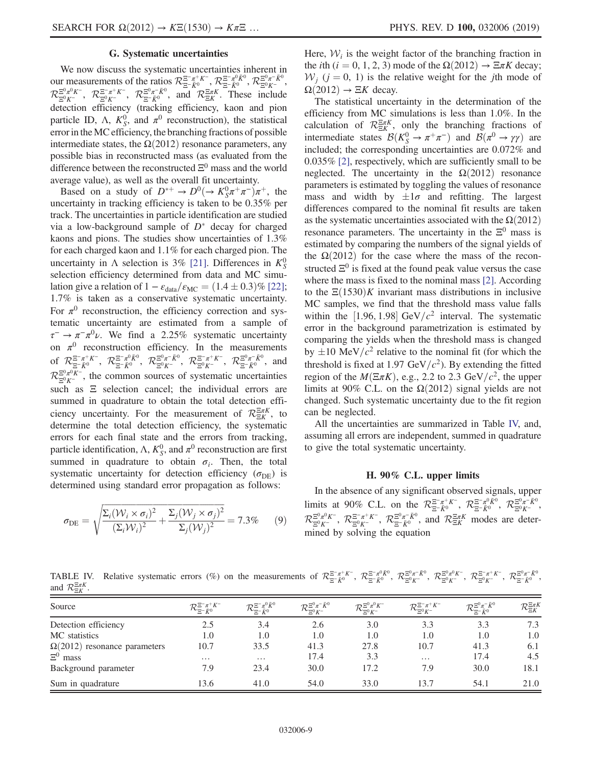### G. Systematic uncertainties

We now discuss the systematic uncertainties inherent in our measurements of the ratios $\mathcal{R}^{\Xi^-\pi^+K^-}_{\Xi^-\bar{K}^0}$, $\mathcal{R}^{\Xi^-\pi^0\bar{K}^0}_{\Xi^-\bar{K}^0}$, $\mathcal{R}^{\Xi^0\pi^-\bar{K}^0}_{\Xi^0K^-}$, $\mathcal{R}^{\Xi^0\pi^0K^-}_{\Xi^0K^-}$, $\mathcal{R}^{\Xi^-\pi^+K^-}_{\Xi^0K^-}$, $\mathcal{R}^{\Xi^0\pi^-\bar{K}^0}_{\Xi^-\bar{K}^0}$, and $\mathcal{R}^{\Xi\pi K}_{\Xi K}$. These include detection efficiency (tracking efficiency, kaon and pion particle ID, $\Lambda$, $K^0_S$, and $\pi^0$ reconstruction), the statistical error in the MC efficiency, the branching fractions of possible intermediate states, the $\Omega(2012)$ resonance parameters, any possible bias in reconstructed mass (as evaluated from the difference between the reconstructed $\Xi^0$ mass and the world average value), as well as the overall fit uncertainty.

Based on a study of $D^{*+} \to D^0(\to K^0_S\pi^+\pi^-)\pi^+$, the uncertainty in tracking efficiency is taken to be 0.35% per track. The uncertainties in particle identification are studied via a low-background sample of $D^*$ decay for charged kaons and pions. The studies show uncertainties of 1.3% for each charged kaon and 1.1% for each charged pion. The uncertainty in $\Lambda$ selection is 3% [21]. Differences in $K^0_S$ selection efficiency determined from data and MC simulation give a relation of $1 - \varepsilon_{\rm data}/\varepsilon_{\rm MC} = (1.4 \pm 0.3)\%$ [22]; 1.7% is taken as a conservative systematic uncertainty. For $\pi^0$ reconstruction, the efficiency correction and systematic uncertainty are estimated from a sample of $\tau^- \to \pi^-\pi^0\nu$. We find a 2.25% systematic uncertainty on $\pi^0$ reconstruction efficiency. In the measurements of $\mathcal{R}^{\Xi^-\pi^+K^-}_{\Xi^-\bar{K}^0}$, $\mathcal{R}^{\Xi^-\pi^0\bar{K}^0}_{\Xi^-\bar{K}^0}$, $\mathcal{R}^{\Xi^0\pi^-\bar{K}^0}_{\Xi^0K^-}$, $\mathcal{R}^{\Xi^-\pi^+K^-}_{\Xi^0K^-}$, $\mathcal{R}^{\Xi^0\pi^-\bar{K}^0}_{\Xi^-\bar{K}^0}$, and $\mathcal{R}^{\Xi^0\pi^0K^-}_{\Xi^0K^-}$, the common sources of systematic uncertainties such as $\Xi$ selection cancel; the individual errors are summed in quadrature to obtain the total detection efficiency uncertainty. For the measurement of $\mathcal{R}^{\Xi\pi K}_{\Xi K}$, to determine the total detection efficiency, the systematic errors for each final state and the errors from tracking, particle identification, $\Lambda$, $K^0_S$, and $\pi^0$ reconstruction are first summed in quadrature to obtain $\sigma_i$. Then, the total systematic uncertainty for detection efficiency ($\sigma_{\rm DE}$) is determined using standard error propagation as follows:

$$\sigma_{\rm DE} = \sqrt{\frac{\Sigma_i(\mathcal{W}_i \times \sigma_i)^2}{(\Sigma_i\mathcal{W}_i)^2} + \frac{\Sigma_j(\mathcal{W}_j \times \sigma_j)^2}{\Sigma_j(\mathcal{W}_j)^2}} = 7.3\% \qquad (9)$$

Here, $\mathcal{W}_i$ is the weight factor of the branching fraction in the $i$th ($i = 0, 1, 2, 3$) mode of the $\Omega(2012) \to \Xi\pi K$ decay; $\mathcal{W}_j$ ($j = 0, 1$) is the relative weight for the $j$th mode of $\Omega(2012) \to \Xi K$ decay.

The statistical uncertainty in the determination of the efficiency from MC simulations is less than 1.0%. In the calculation of $\mathcal{R}^{\Xi\pi K}_{\Xi K}$, only the branching fractions of intermediate states $\mathcal{B}(K^0_S \to \pi^+\pi^-)$ and $\mathcal{B}(\pi^0 \to \gamma\gamma)$ are included; the corresponding uncertainties are 0.072% and 0.035% [2], respectively, which are sufficiently small to be neglected. The uncertainty in the $\Omega(2012)$ resonance parameters is estimated by toggling the values of resonance mass and width by $\pm1\sigma$ and refitting. The largest differences compared to the nominal fit results are taken as the systematic uncertainties associated with the $\Omega(2012)$ resonance parameters. The uncertainty in the $\Xi^0$ mass is estimated by comparing the numbers of the signal yields of the $\Omega(2012)$ for the case where the mass of the reconstructed $\Xi^0$ is fixed at the found peak value versus the case where the mass is fixed to the nominal mass [2]. According to the $\Xi(1530)K$ invariant mass distributions in inclusive MC samples, we find that the threshold mass value falls within the $[1.96, 1.98]$ GeV/$c^2$ interval. The systematic error in the background parametrization is estimated by comparing the yields when the threshold mass is changed by $\pm10$ MeV/$c^2$ relative to the nominal fit (for which the threshold is fixed at 1.97 GeV/$c^2$). By extending the fitted region of the $M(\Xi\pi K)$, e.g., 2.2 to 2.3 GeV/$c^2$, the upper limits at 90% C.L. on the $\Omega(2012)$ signal yields are not changed. Such systematic uncertainty due to the fit region can be neglected.

All the uncertainties are summarized in Table IV, and, assuming all errors are independent, summed in quadrature to give the total systematic uncertainty.

### H. 90% C.L. upper limits

In the absence of any significant observed signals, upper limits at 90% C.L. on the $\mathcal{R}^{\Xi^-\pi^+K^-}_{\Xi^-\bar{K}^0}$, $\mathcal{R}^{\Xi^-\pi^0\bar{K}^0}_{\Xi^-\bar{K}^0}$, $\mathcal{R}^{\Xi^0\pi^-\bar{K}^0}_{\Xi^0K^-}$, $\mathcal{R}^{\Xi^0\pi^0K^-}_{\Xi^0K^-}$, $\mathcal{R}^{\Xi^-\pi^+K^-}_{\Xi^0K^-}$, $\mathcal{R}^{\Xi^0\pi^-\bar{K}^0}_{\Xi^-\bar{K}^0}$, and $\mathcal{R}^{\Xi\pi K}_{\Xi K}$ modes are determined by solving the equation

TABLE IV. Relative systematic errors (%) on the measurements of $\mathcal{R}^{\Xi^-\pi^+K^-}_{\Xi^-\bar{K}^0}$, $\mathcal{R}^{\Xi^-\pi^0\bar{K}^0}_{\Xi^-\bar{K}^0}$, $\mathcal{R}^{\Xi^0\pi^-\bar{K}^0}_{\Xi^0K^-}$, $\mathcal{R}^{\Xi^0\pi^0K^-}_{\Xi^0K^-}$, $\mathcal{R}^{\Xi^-\pi^+K^-}_{\Xi^0K^-}$, $\mathcal{R}^{\Xi^0\pi^-\bar{K}^0}_{\Xi^-\bar{K}^0}$, and $\mathcal{R}^{\Xi\pi K}_{\Xi K}$.

| Source | $\mathcal{R}^{\Xi^-\pi^+K^-}_{\Xi^-\bar{K}^0}$ | $\mathcal{R}^{\Xi^-\pi^0\bar{K}^0}_{\Xi^-\bar{K}^0}$ | $\mathcal{R}^{\Xi^0\pi^-\bar{K}^0}_{\Xi^0K^-}$ | $\mathcal{R}^{\Xi^0\pi^0K^-}_{\Xi^0K^-}$ | $\mathcal{R}^{\Xi^-\pi^+K^-}_{\Xi^0K^-}$ | $\mathcal{R}^{\Xi^0\pi^-\bar{K}^0}_{\Xi^-\bar{K}^0}$ | $\mathcal{R}^{\Xi\pi K}_{\Xi K}$ |
|---|---|---|---|---|---|---|---|
| Detection efficiency | 2.5 | 3.4 | 2.6 | 3.0 | 3.3 | 3.3 | 7.3 |
| MC statistics | 1.0 | 1.0 | 1.0 | 1.0 | 1.0 | 1.0 | 1.0 |
| $\Omega(2012)$ resonance parameters | 10.7 | 33.5 | 41.3 | 27.8 | 10.7 | 41.3 | 6.1 |
| $\Xi^0$ mass | ... | ... | 17.4 | 3.3 | ... | 17.4 | 4.5 |
| Background parameter | 7.9 | 23.4 | 30.0 | 17.2 | 7.9 | 30.0 | 18.1 |
| Sum in quadrature | 13.6 | 41.0 | 54.0 | 33.0 | 13.7 | 54.1 | 21.0 |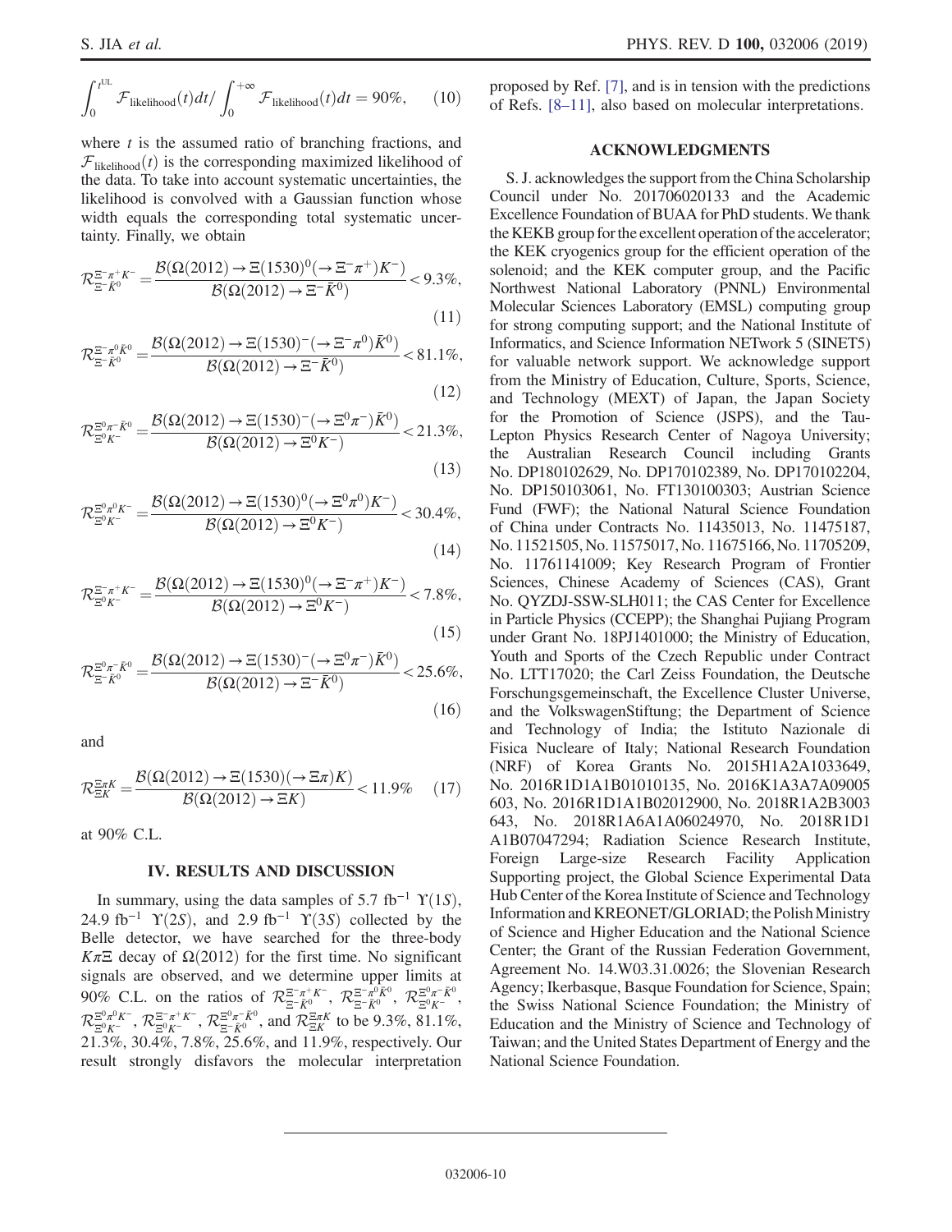$$\int_0^{t^{\rm UL}} \mathcal{F}_{\rm likelihood}(t)dt \Big/ \int_0^{+\infty} \mathcal{F}_{\rm likelihood}(t)dt = 90\%, \quad (10)$$

where $t$ is the assumed ratio of branching fractions, and $\mathcal{F}_{\rm likelihood}(t)$ is the corresponding maximized likelihood of the data. To take into account systematic uncertainties, the likelihood is convolved with a Gaussian function whose width equals the corresponding total systematic uncertainty. Finally, we obtain

$$\mathcal{R}^{\Xi^-\pi^+K^-}_{\Xi^-\bar{K}^0} = \frac{\mathcal{B}(\Omega(2012) \to \Xi(1530)^0(\to \Xi^-\pi^+)K^-)}{\mathcal{B}(\Omega(2012) \to \Xi^-\bar{K}^0)} < 9.3\%, \quad (11)$$

$$\mathcal{R}^{\Xi^-\pi^0\bar{K}^0}_{\Xi^-\bar{K}^0} = \frac{\mathcal{B}(\Omega(2012) \to \Xi(1530)^-(\to \Xi^-\pi^0)\bar{K}^0)}{\mathcal{B}(\Omega(2012) \to \Xi^-\bar{K}^0)} < 81.1\%, \quad (12)$$

$$\mathcal{R}^{\Xi^0\pi^-\bar{K}^0}_{\Xi^0K^-} = \frac{\mathcal{B}(\Omega(2012) \to \Xi(1530)^-(\to \Xi^0\pi^-)\bar{K}^0)}{\mathcal{B}(\Omega(2012) \to \Xi^0K^-)} < 21.3\%, \quad (13)$$

$$\mathcal{R}^{\Xi^0\pi^0K^-}_{\Xi^0K^-} = \frac{\mathcal{B}(\Omega(2012) \to \Xi(1530)^0(\to \Xi^0\pi^0)K^-)}{\mathcal{B}(\Omega(2012) \to \Xi^0K^-)} < 30.4\%, \quad (14)$$

$$\mathcal{R}^{\Xi^-\pi^+K^-}_{\Xi^0K^-} = \frac{\mathcal{B}(\Omega(2012) \to \Xi(1530)^0(\to \Xi^-\pi^+)K^-)}{\mathcal{B}(\Omega(2012) \to \Xi^0K^-)} < 7.8\%, \quad (15)$$

$$\mathcal{R}^{\Xi^0\pi^-\bar{K}^0}_{\Xi^-\bar{K}^0} = \frac{\mathcal{B}(\Omega(2012) \to \Xi(1530)^-(\to \Xi^0\pi^-)\bar{K}^0)}{\mathcal{B}(\Omega(2012) \to \Xi^-\bar{K}^0)} < 25.6\%, \quad (16)$$

and

$$\mathcal{R}^{\Xi\pi K}_{\Xi K} = \frac{\mathcal{B}(\Omega(2012) \to \Xi(1530)(\to \Xi\pi)K)}{\mathcal{B}(\Omega(2012) \to \Xi K)} < 11.9\% \quad (17)$$

at 90% C.L.

## IV. RESULTS AND DISCUSSION

In summary, using the data samples of 5.7 fb$^{-1}$ $\Upsilon(1S)$, 24.9 fb$^{-1}$ $\Upsilon(2S)$, and 2.9 fb$^{-1}$ $\Upsilon(3S)$ collected by the Belle detector, we have searched for the three-body $K\pi\Xi$ decay of $\Omega(2012)$ for the first time. No significant signals are observed, and we determine upper limits at 90% C.L. on the ratios of $\mathcal{R}^{\Xi^-\pi^+K^-}_{\Xi^-\bar{K}^0}$, $\mathcal{R}^{\Xi^-\pi^0\bar{K}^0}_{\Xi^-\bar{K}^0}$, $\mathcal{R}^{\Xi^0\pi^-\bar{K}^0}_{\Xi^0K^-}$, $\mathcal{R}^{\Xi^0\pi^0K^-}_{\Xi^0K^-}$, $\mathcal{R}^{\Xi^-\pi^+K^-}_{\Xi^0K^-}$, $\mathcal{R}^{\Xi^0\pi^-\bar{K}^0}_{\Xi^-\bar{K}^0}$, and $\mathcal{R}^{\Xi\pi K}_{\Xi K}$ to be 9.3%, 81.1%, 21.3%, 30.4%, 7.8%, 25.6%, and 11.9%, respectively. Our result strongly disfavors the molecular interpretation proposed by Ref. [7], and is in tension with the predictions of Refs. [8–11], also based on molecular interpretations.

## ACKNOWLEDGMENTS

S. J. acknowledges the support from the China Scholarship Council under No. 201706020133 and the Academic Excellence Foundation of BUAA for PhD students. We thank the KEKB group for the excellent operation of the accelerator; the KEK cryogenics group for the efficient operation of the solenoid; and the KEK computer group, and the Pacific Northwest National Laboratory (PNNL) Environmental Molecular Sciences Laboratory (EMSL) computing group for strong computing support; and the National Institute of Informatics, and Science Information NETwork 5 (SINET5) for valuable network support. We acknowledge support from the Ministry of Education, Culture, Sports, Science, and Technology (MEXT) of Japan, the Japan Society for the Promotion of Science (JSPS), and the Tau-Lepton Physics Research Center of Nagoya University; the Australian Research Council including Grants No. DP180102629, No. DP170102389, No. DP170102204, No. DP150103061, No. FT130100303; Austrian Science Fund (FWF); the National Natural Science Foundation of China under Contracts No. 11435013, No. 11475187, No. 11521505, No. 11575017, No. 11675166, No. 11705209, No. 11761141009; Key Research Program of Frontier Sciences, Chinese Academy of Sciences (CAS), Grant No. QYZDJ-SSW-SLH011; the CAS Center for Excellence in Particle Physics (CCEPP); the Shanghai Pujiang Program under Grant No. 18PJ1401000; the Ministry of Education, Youth and Sports of the Czech Republic under Contract No. LTT17020; the Carl Zeiss Foundation, the Deutsche Forschungsgemeinschaft, the Excellence Cluster Universe, and the VolkswagenStiftung; the Department of Science and Technology of India; the Istituto Nazionale di Fisica Nucleare of Italy; National Research Foundation (NRF) of Korea Grants No. 2015H1A2A1033649, No. 2016R1D1A1B01010135, No. 2016K1A3A7A09005603, No. 2016R1D1A1B02012900, No. 2018R1A2B3003643, No. 2018R1A6A1A06024970, No. 2018R1D1A1B07047294; Radiation Science Research Institute, Foreign Large-size Research Facility Application Supporting project, the Global Science Experimental Data Hub Center of the Korea Institute of Science and Technology Information and KREONET/GLORIAD; the Polish Ministry of Science and Higher Education and the National Science Center; the Grant of the Russian Federation Government, Agreement No. 14.W03.31.0026; the Slovenian Research Agency; Ikerbasque, Basque Foundation for Science, Spain; the Swiss National Science Foundation; the Ministry of Education and the Ministry of Science and Technology of Taiwan; and the United States Department of Energy and the National Science Foundation.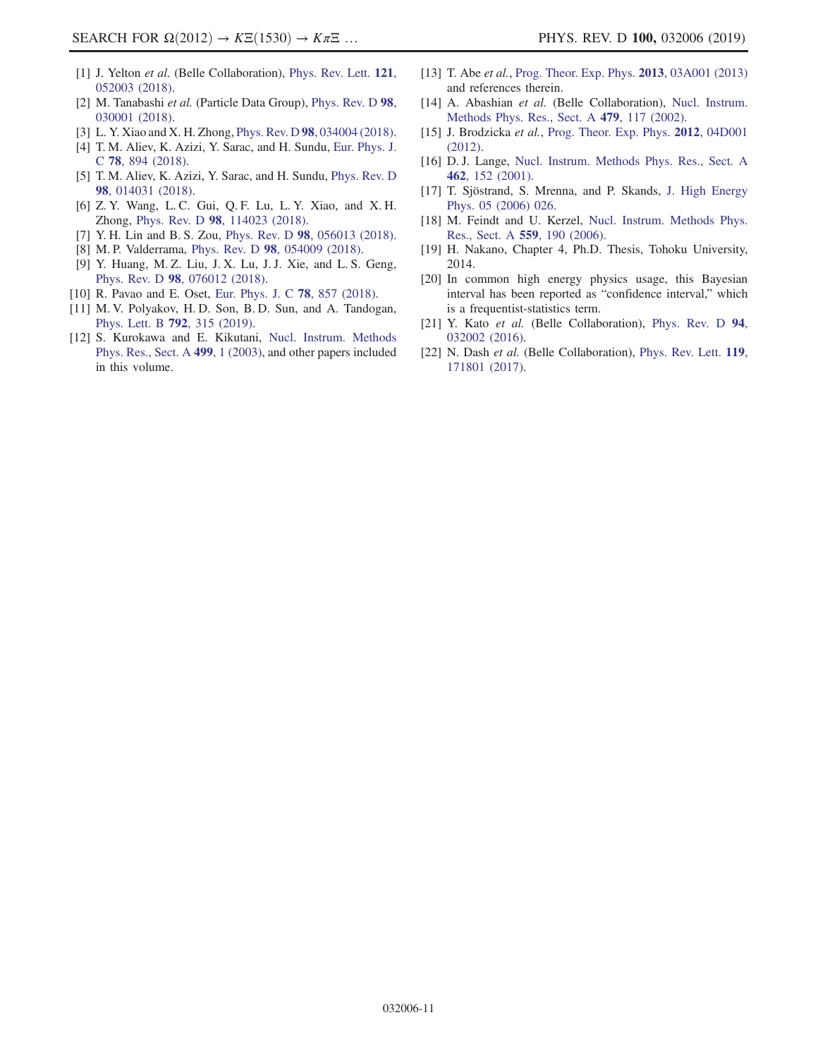[1] J. Yelton *et al.* (Belle Collaboration), Phys. Rev. Lett. **121**, 052003 (2018).

[2] M. Tanabashi *et al.* (Particle Data Group), Phys. Rev. D **98**, 030001 (2018).

[3] L. Y. Xiao and X. H. Zhong, Phys. Rev. D **98**, 034004 (2018).

[4] T. M. Aliev, K. Azizi, Y. Sarac, and H. Sundu, Eur. Phys. J. C **78**, 894 (2018).

[5] T. M. Aliev, K. Azizi, Y. Sarac, and H. Sundu, Phys. Rev. D **98**, 014031 (2018).

[6] Z. Y. Wang, L. C. Gui, Q. F. Lu, L. Y. Xiao, and X. H. Zhong, Phys. Rev. D **98**, 114023 (2018).

[7] Y. H. Lin and B. S. Zou, Phys. Rev. D **98**, 056013 (2018).

[8] M. P. Valderrama, Phys. Rev. D **98**, 054009 (2018).

[9] Y. Huang, M. Z. Liu, J. X. Lu, J. J. Xie, and L. S. Geng, Phys. Rev. D **98**, 076012 (2018).

[10] R. Pavao and E. Oset, Eur. Phys. J. C **78**, 857 (2018).

[11] M. V. Polyakov, H. D. Son, B. D. Sun, and A. Tandogan, Phys. Lett. B **792**, 315 (2019).

[12] S. Kurokawa and E. Kikutani, Nucl. Instrum. Methods Phys. Res., Sect. A **499**, 1 (2003), and other papers included in this volume.

[13] T. Abe *et al.*, Prog. Theor. Exp. Phys. **2013**, 03A001 (2013) and references therein.

[14] A. Abashian *et al.* (Belle Collaboration), Nucl. Instrum. Methods Phys. Res., Sect. A **479**, 117 (2002).

[15] J. Brodzicka *et al.*, Prog. Theor. Exp. Phys. **2012**, 04D001 (2012).

[16] D. J. Lange, Nucl. Instrum. Methods Phys. Res., Sect. A **462**, 152 (2001).

[17] T. Sjöstrand, S. Mrenna, and P. Skands, J. High Energy Phys. 05 (2006) 026.

[18] M. Feindt and U. Kerzel, Nucl. Instrum. Methods Phys. Res., Sect. A **559**, 190 (2006).

[19] H. Nakano, Chapter 4, Ph.D. Thesis, Tohoku University, 2014.

[20] In common high energy physics usage, this Bayesian interval has been reported as "confidence interval," which is a frequentist-statistics term.

[21] Y. Kato *et al.* (Belle Collaboration), Phys. Rev. D **94**, 032002 (2016).

[22] N. Dash *et al.* (Belle Collaboration), Phys. Rev. Lett. **119**, 171801 (2017).